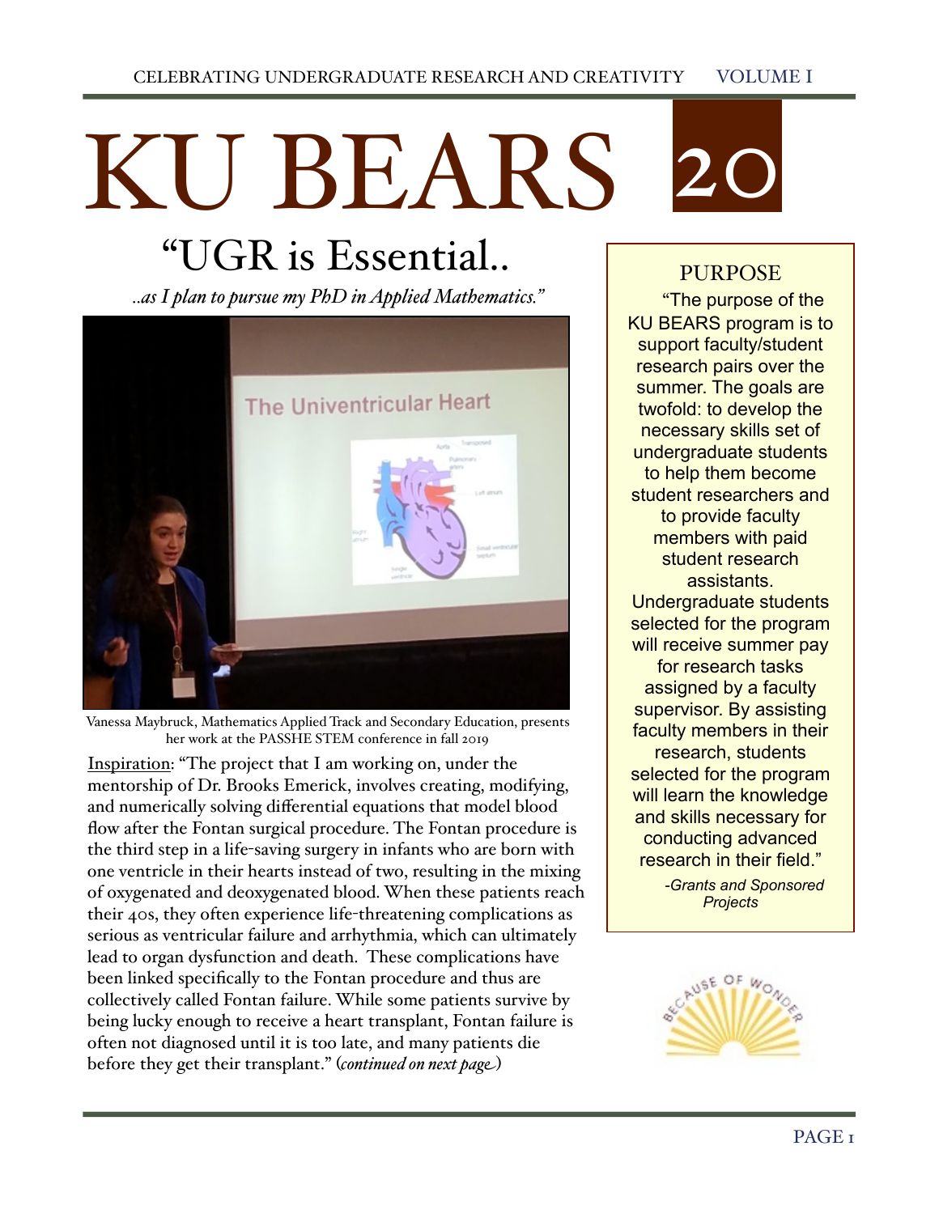# KU BEARS 20

## "UGR is Essential..

*..as I plan to pursue my PhD in Applied Mathematics."*

Vanessa Maybruck, Mathematics Applied Track and Secondary Education, presents her work at the PASSHE STEM conference in fall 2019

Inspiration: "The project that I am working on, under the mentorship of Dr. Brooks Emerick, involves creating, modifying, and numerically solving differential equations that model blood flow after the Fontan surgical procedure. The Fontan procedure is the third step in a life-saving surgery in infants who are born with one ventricle in their hearts instead of two, resulting in the mixing of oxygenated and deoxygenated blood. When these patients reach their 40s, they often experience life-threatening complications as serious as ventricular failure and arrhythmia, which can ultimately lead to organ dysfunction and death. These complications have been linked specifically to the Fontan procedure and thus are collectively called Fontan failure. While some patients survive by being lucky enough to receive a heart transplant, Fontan failure is often not diagnosed until it is too late, and many patients die before they get their transplant." (*continued on next page*)

### PURPOSE

"The purpose of the KU BEARS program is to support faculty/student research pairs over the summer. The goals are twofold: to develop the necessary skills set of undergraduate students to help them become student researchers and to provide faculty members with paid student research assistants. Undergraduate students selected for the program will receive summer pay for research tasks assigned by a faculty supervisor. By assisting faculty members in their research, students selected for the program will learn the knowledge and skills necessary for conducting advanced research in their field."

*-Grants and Sponsored Projects*

BECAUSE OF WONDER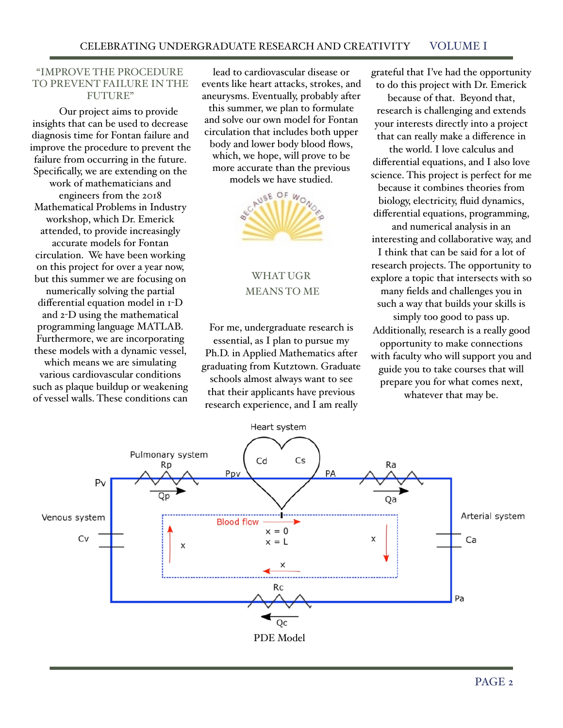## "IMPROVE THE PROCEDURE TO PREVENT FAILURE IN THE FUTURE"

Our project aims to provide insights that can be used to decrease diagnosis time for Fontan failure and improve the procedure to prevent the failure from occurring in the future. Specifically, we are extending on the work of mathematicians and engineers from the 2018 Mathematical Problems in Industry workshop, which Dr. Emerick attended, to provide increasingly accurate models for Fontan circulation. We have been working on this project for over a year now, but this summer we are focusing on numerically solving the partial differential equation model in 1-D and 2-D using the mathematical programming language MATLAB. Furthermore, we are incorporating these models with a dynamic vessel, which means we are simulating various cardiovascular conditions such as plaque buildup or weakening of vessel walls. These conditions can lead to cardiovascular disease or events like heart attacks, strokes, and aneurysms. Eventually, probably after this summer, we plan to formulate and solve our own model for Fontan circulation that includes both upper body and lower body blood flows, which, we hope, will prove to be more accurate than the previous models we have studied.

BECAUSE OF WONDER

## WHAT UGR MEANS TO ME

For me, undergraduate research is essential, as I plan to pursue my Ph.D. in Applied Mathematics after graduating from Kutztown. Graduate schools almost always want to see that their applicants have previous research experience, and I am really grateful that I've had the opportunity to do this project with Dr. Emerick because of that. Beyond that, research is challenging and extends your interests directly into a project that can really make a difference in the world. I love calculus and differential equations, and I also love science. This project is perfect for me because it combines theories from biology, electricity, fluid dynamics, differential equations, programming, and numerical analysis in an interesting and collaborative way, and I think that can be said for a lot of research projects. The opportunity to explore a topic that intersects with so many fields and challenges you in such a way that builds your skills is simply too good to pass up. Additionally, research is a really good opportunity to make connections with faculty who will support you and guide you to take courses that will prepare you for what comes next, whatever that may be.

Heart system
Cd
Cs
Pulmonary system
Rp
Ppv
PA
Ra
Pv
Qp
Qa
Venous system
Cv
Blood flow
x = 0
x = L
x
x
x
Arterial system
Ca
Rc
Pa
Qc

PDE Model